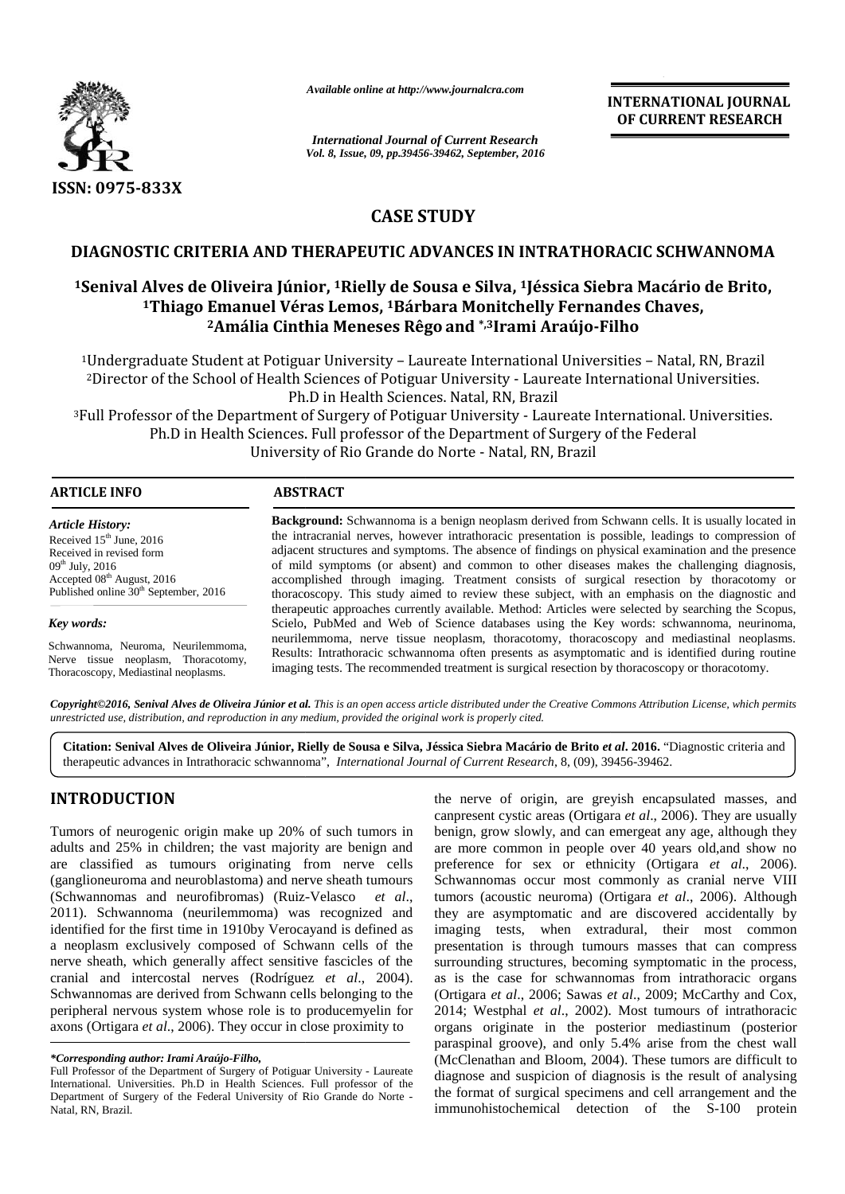*Available online at http://www.journalcra.com*

*International Journal of Current Research*
*Vol. 8, Issue, 09, pp.39456-39462, September, 2016*

**INTERNATIONAL JOURNAL OF CURRENT RESEARCH**

**ISSN: 0975-833X**

## CASE STUDY

# DIAGNOSTIC CRITERIA AND THERAPEUTIC ADVANCES IN INTRATHORACIC SCHWANNOMA

**[1]Senival Alves de Oliveira Júnior, [1]Rielly de Sousa e Silva, [1]Jéssica Siebra Macário de Brito, [1]Thiago Emanuel Véras Lemos, [1]Bárbara Monitchelly Fernandes Chaves, [2]Amália Cinthia Meneses Rêgo and *,[3]Irami Araújo-Filho**

[1]Undergraduate Student at Potiguar University – Laureate International Universities – Natal, RN, Brazil
[2]Director of the School of Health Sciences of Potiguar University - Laureate International Universities. Ph.D in Health Sciences. Natal, RN, Brazil
[3]Full Professor of the Department of Surgery of Potiguar University - Laureate International. Universities. Ph.D in Health Sciences. Full professor of the Department of Surgery of the Federal University of Rio Grande do Norte - Natal, RN, Brazil

### ARTICLE INFO

*Article History:*
Received 15th June, 2016
Received in revised form
09th July, 2016
Accepted 08th August, 2016
Published online 30th September, 2016

*Key words:*
Schwannoma, Neuroma, Neurilemmoma, Nerve tissue neoplasm, Thoracotomy, Thoracoscopy, Mediastinal neoplasms.

### ABSTRACT

**Background:** Schwannoma is a benign neoplasm derived from Schwann cells. It is usually located in the intracranial nerves, however intrathoracic presentation is possible, leadings to compression of adjacent structures and symptoms. The absence of findings on physical examination and the presence of mild symptoms (or absent) and common to other diseases makes the challenging diagnosis, accomplished through imaging. Treatment consists of surgical resection by thoracotomy or thoracoscopy. This study aimed to review these subject, with an emphasis on the diagnostic and therapeutic approaches currently available. Method: Articles were selected by searching the Scopus, Scielo, PubMed and Web of Science databases using the Key words: schwannoma, neurinoma, neurilemmoma, nerve tissue neoplasm, thoracotomy, thoracoscopy and mediastinal neoplasms. Results: Intrathoracic schwannoma often presents as asymptomatic and is identified during routine imaging tests. The recommended treatment is surgical resection by thoracoscopy or thoracotomy.

*Copyright©2016, Senival Alves de Oliveira Júnior et al. This is an open access article distributed under the Creative Commons Attribution License, which permits unrestricted use, distribution, and reproduction in any medium, provided the original work is properly cited.*

**Citation: Senival Alves de Oliveira Júnior, Rielly de Sousa e Silva, Jéssica Siebra Macário de Brito *et al*. 2016.** "Diagnostic criteria and therapeutic advances in Intrathoracic schwannoma", *International Journal of Current Research*, 8, (09), 39456-39462.

## INTRODUCTION

Tumors of neurogenic origin make up 20% of such tumors in adults and 25% in children; the vast majority are benign and are classified as tumours originating from nerve cells (ganglioneuroma and neuroblastoma) and nerve sheath tumours (Schwannomas and neurofibromas) (Ruiz-Velasco *et al*., 2011). Schwannoma (neurilemmoma) was recognized and identified for the first time in 1910by Verocayand is defined as a neoplasm exclusively composed of Schwann cells of the nerve sheath, which generally affect sensitive fascicles of the cranial and intercostal nerves (Rodríguez *et al*., 2004). Schwannomas are derived from Schwann cells belonging to the peripheral nervous system whose role is to producemyelin for axons (Ortigara *et al*., 2006). They occur in close proximity to the nerve of origin, are greyish encapsulated masses, and canpresent cystic areas (Ortigara *et al*., 2006). They are usually benign, grow slowly, and can emergeat any age, although they are more common in people over 40 years old,and show no preference for sex or ethnicity (Ortigara *et al*., 2006). Schwannomas occur most commonly as cranial nerve VIII tumors (acoustic neuroma) (Ortigara *et al*., 2006). Although they are asymptomatic and are discovered accidentally by imaging tests, when extradural, their most common presentation is through tumours masses that can compress surrounding structures, becoming symptomatic in the process, as is the case for schwannomas from intrathoracic organs (Ortigara *et al*., 2006; Sawas *et al*., 2009; McCarthy and Cox, 2014; Westphal *et al*., 2002). Most tumours of intrathoracic organs originate in the posterior mediastinum (posterior paraspinal groove), and only 5.4% arise from the chest wall (McClenathan and Bloom, 2004). These tumors are difficult to diagnose and suspicion of diagnosis is the result of analysing the format of surgical specimens and cell arrangement and the immunohistochemical detection of the S-100 protein

*\*Corresponding author: Irami Araújo-Filho,*
Full Professor of the Department of Surgery of Potiguar University - Laureate International. Universities. Ph.D in Health Sciences. Full professor of the Department of Surgery of the Federal University of Rio Grande do Norte - Natal, RN, Brazil.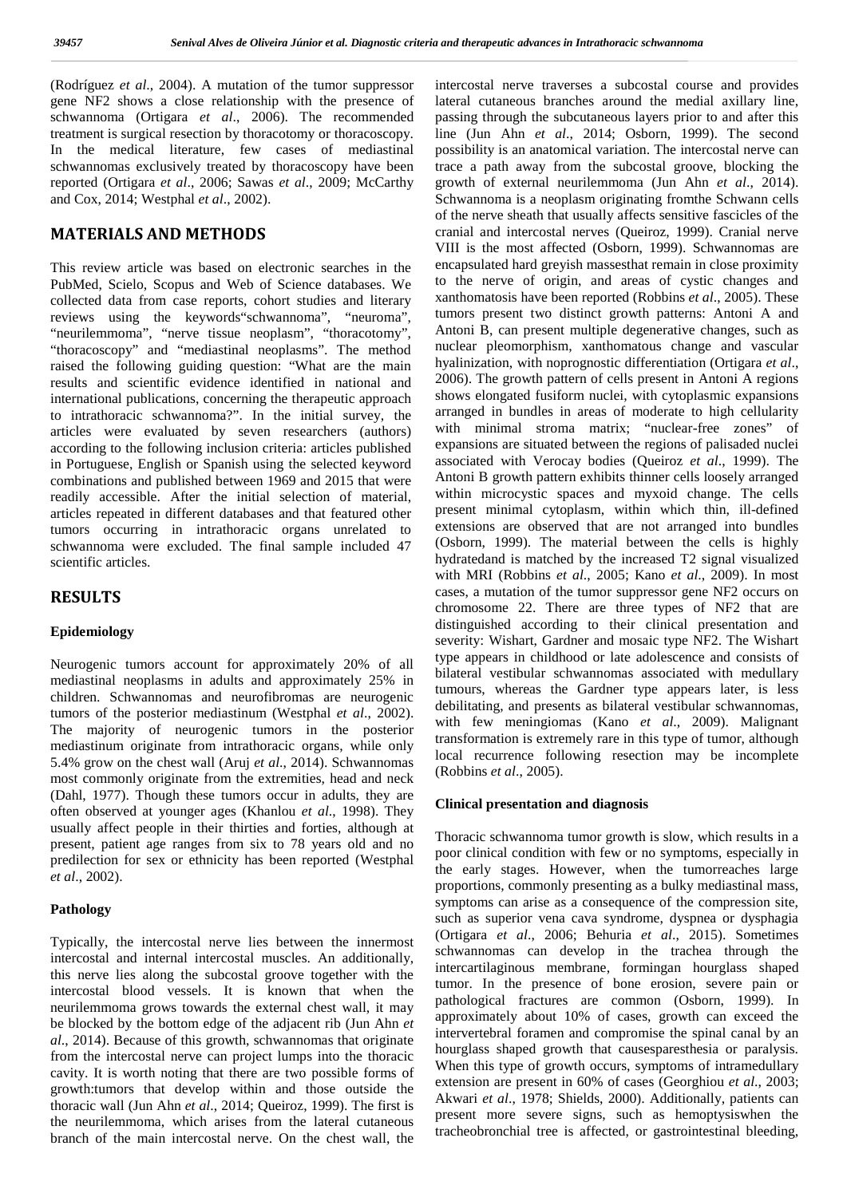(Rodríguez *et al*., 2004). A mutation of the tumor suppressor gene NF2 shows a close relationship with the presence of schwannoma (Ortigara *et al*., 2006). The recommended treatment is surgical resection by thoracotomy or thoracoscopy. In the medical literature, few cases of mediastinal schwannomas exclusively treated by thoracoscopy have been reported (Ortigara *et al*., 2006; Sawas *et al*., 2009; McCarthy and Cox, 2014; Westphal *et al*., 2002).

## MATERIALS AND METHODS

This review article was based on electronic searches in the PubMed, Scielo, Scopus and Web of Science databases. We collected data from case reports, cohort studies and literary reviews using the keywords"schwannoma", "neuroma", "neurilemmoma", "nerve tissue neoplasm", "thoracotomy", "thoracoscopy" and "mediastinal neoplasms". The method raised the following guiding question: "What are the main results and scientific evidence identified in national and international publications, concerning the therapeutic approach to intrathoracic schwannoma?". In the initial survey, the articles were evaluated by seven researchers (authors) according to the following inclusion criteria: articles published in Portuguese, English or Spanish using the selected keyword combinations and published between 1969 and 2015 that were readily accessible. After the initial selection of material, articles repeated in different databases and that featured other tumors occurring in intrathoracic organs unrelated to schwannoma were excluded. The final sample included 47 scientific articles.

## RESULTS

### Epidemiology

Neurogenic tumors account for approximately 20% of all mediastinal neoplasms in adults and approximately 25% in children. Schwannomas and neurofibromas are neurogenic tumors of the posterior mediastinum (Westphal *et al*., 2002). The majority of neurogenic tumors in the posterior mediastinum originate from intrathoracic organs, while only 5.4% grow on the chest wall (Aruj *et al*., 2014). Schwannomas most commonly originate from the extremities, head and neck (Dahl, 1977). Though these tumors occur in adults, they are often observed at younger ages (Khanlou *et al*., 1998). They usually affect people in their thirties and forties, although at present, patient age ranges from six to 78 years old and no predilection for sex or ethnicity has been reported (Westphal *et al*., 2002).

### Pathology

Typically, the intercostal nerve lies between the innermost intercostal and internal intercostal muscles. An additionally, this nerve lies along the subcostal groove together with the intercostal blood vessels. It is known that when the neurilemmoma grows towards the external chest wall, it may be blocked by the bottom edge of the adjacent rib (Jun Ahn *et al*., 2014). Because of this growth, schwannomas that originate from the intercostal nerve can project lumps into the thoracic cavity. It is worth noting that there are two possible forms of growth:tumors that develop within and those outside the thoracic wall (Jun Ahn *et al*., 2014; Queiroz, 1999). The first is the neurilemmoma, which arises from the lateral cutaneous branch of the main intercostal nerve. On the chest wall, the intercostal nerve traverses a subcostal course and provides lateral cutaneous branches around the medial axillary line, passing through the subcutaneous layers prior to and after this line (Jun Ahn *et al*., 2014; Osborn, 1999). The second possibility is an anatomical variation. The intercostal nerve can trace a path away from the subcostal groove, blocking the growth of external neurilemmoma (Jun Ahn *et al*., 2014). Schwannoma is a neoplasm originating fromthe Schwann cells of the nerve sheath that usually affects sensitive fascicles of the cranial and intercostal nerves (Queiroz, 1999). Cranial nerve VIII is the most affected (Osborn, 1999). Schwannomas are encapsulated hard greyish massesthat remain in close proximity to the nerve of origin, and areas of cystic changes and xanthomatosis have been reported (Robbins *et al*., 2005). These tumors present two distinct growth patterns: Antoni A and Antoni B, can present multiple degenerative changes, such as nuclear pleomorphism, xanthomatous change and vascular hyalinization, with noprognostic differentiation (Ortigara *et al*., 2006). The growth pattern of cells present in Antoni A regions shows elongated fusiform nuclei, with cytoplasmic expansions arranged in bundles in areas of moderate to high cellularity with minimal stroma matrix; "nuclear-free zones" of expansions are situated between the regions of palisaded nuclei associated with Verocay bodies (Queiroz *et al*., 1999). The Antoni B growth pattern exhibits thinner cells loosely arranged within microcystic spaces and myxoid change. The cells present minimal cytoplasm, within which thin, ill-defined extensions are observed that are not arranged into bundles (Osborn, 1999). The material between the cells is highly hydratedand is matched by the increased T2 signal visualized with MRI (Robbins *et al*., 2005; Kano *et al*., 2009). In most cases, a mutation of the tumor suppressor gene NF2 occurs on chromosome 22. There are three types of NF2 that are distinguished according to their clinical presentation and severity: Wishart, Gardner and mosaic type NF2. The Wishart type appears in childhood or late adolescence and consists of bilateral vestibular schwannomas associated with medullary tumours, whereas the Gardner type appears later, is less debilitating, and presents as bilateral vestibular schwannomas, with few meningiomas (Kano *et al*., 2009). Malignant transformation is extremely rare in this type of tumor, although local recurrence following resection may be incomplete (Robbins *et al*., 2005).

### Clinical presentation and diagnosis

Thoracic schwannoma tumor growth is slow, which results in a poor clinical condition with few or no symptoms, especially in the early stages. However, when the tumorreaches large proportions, commonly presenting as a bulky mediastinal mass, symptoms can arise as a consequence of the compression site, such as superior vena cava syndrome, dyspnea or dysphagia (Ortigara *et al*., 2006; Behuria *et al*., 2015). Sometimes schwannomas can develop in the trachea through the intercartilaginous membrane, formingan hourglass shaped tumor. In the presence of bone erosion, severe pain or pathological fractures are common (Osborn, 1999). In approximately about 10% of cases, growth can exceed the intervertebral foramen and compromise the spinal canal by an hourglass shaped growth that causesparesthesia or paralysis. When this type of growth occurs, symptoms of intramedullary extension are present in 60% of cases (Georghiou *et al*., 2003; Akwari *et al*., 1978; Shields, 2000). Additionally, patients can present more severe signs, such as hemoptysiswhen the tracheobronchial tree is affected, or gastrointestinal bleeding,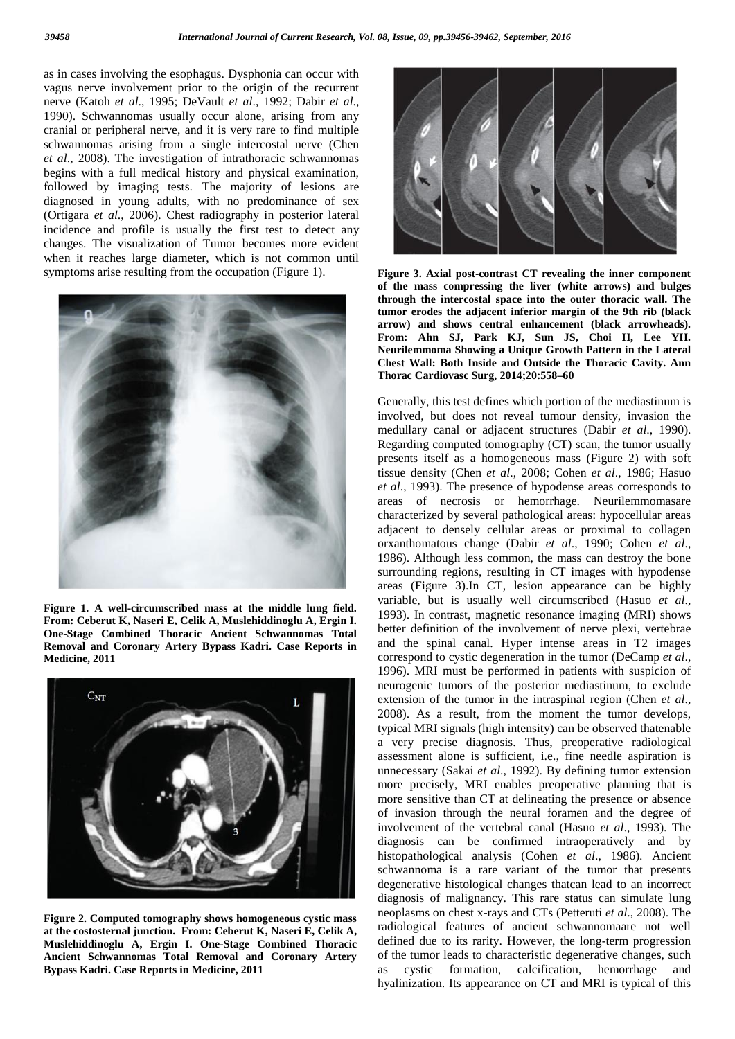as in cases involving the esophagus. Dysphonia can occur with vagus nerve involvement prior to the origin of the recurrent nerve (Katoh *et al*., 1995; DeVault *et al*., 1992; Dabir *et al*., 1990). Schwannomas usually occur alone, arising from any cranial or peripheral nerve, and it is very rare to find multiple schwannomas arising from a single intercostal nerve (Chen *et al*., 2008). The investigation of intrathoracic schwannomas begins with a full medical history and physical examination, followed by imaging tests. The majority of lesions are diagnosed in young adults, with no predominance of sex (Ortigara *et al*., 2006). Chest radiography in posterior lateral incidence and profile is usually the first test to detect any changes. The visualization of Tumor becomes more evident when it reaches large diameter, which is not common until symptoms arise resulting from the occupation (Figure 1).

**Figure 1. A well-circumscribed mass at the middle lung field. From: Ceberut K, Naseri E, Celik A, Muslehiddinoglu A, Ergin I. One-Stage Combined Thoracic Ancient Schwannomas Total Removal and Coronary Artery Bypass Kadri. Case Reports in Medicine, 2011**

**Figure 2. Computed tomography shows homogeneous cystic mass at the costosternal junction. From: Ceberut K, Naseri E, Celik A, Muslehiddinoglu A, Ergin I. One-Stage Combined Thoracic Ancient Schwannomas Total Removal and Coronary Artery Bypass Kadri. Case Reports in Medicine, 2011**

**Figure 3. Axial post-contrast CT revealing the inner component of the mass compressing the liver (white arrows) and bulges through the intercostal space into the outer thoracic wall. The tumor erodes the adjacent inferior margin of the 9th rib (black arrow) and shows central enhancement (black arrowheads). From: Ahn SJ, Park KJ, Sun JS, Choi H, Lee YH. Neurilemmoma Showing a Unique Growth Pattern in the Lateral Chest Wall: Both Inside and Outside the Thoracic Cavity. Ann Thorac Cardiovasc Surg, 2014;20:558–60**

Generally, this test defines which portion of the mediastinum is involved, but does not reveal tumour density, invasion the medullary canal or adjacent structures (Dabir *et al*., 1990). Regarding computed tomography (CT) scan, the tumor usually presents itself as a homogeneous mass (Figure 2) with soft tissue density (Chen *et al*., 2008; Cohen *et al*., 1986; Hasuo *et al*., 1993). The presence of hypodense areas corresponds to areas of necrosis or hemorrhage. Neurilemmomasare characterized by several pathological areas: hypocellular areas adjacent to densely cellular areas or proximal to collagen orxanthomatous change (Dabir *et al*., 1990; Cohen *et al*., 1986). Although less common, the mass can destroy the bone surrounding regions, resulting in CT images with hypodense areas (Figure 3).In CT, lesion appearance can be highly variable, but is usually well circumscribed (Hasuo *et al*., 1993). In contrast, magnetic resonance imaging (MRI) shows better definition of the involvement of nerve plexi, vertebrae and the spinal canal. Hyper intense areas in T2 images correspond to cystic degeneration in the tumor (DeCamp *et al*., 1996). MRI must be performed in patients with suspicion of neurogenic tumors of the posterior mediastinum, to exclude extension of the tumor in the intraspinal region (Chen *et al*., 2008). As a result, from the moment the tumor develops, typical MRI signals (high intensity) can be observed thatenable a very precise diagnosis. Thus, preoperative radiological assessment alone is sufficient, i.e., fine needle aspiration is unnecessary (Sakai *et al*., 1992). By defining tumor extension more precisely, MRI enables preoperative planning that is more sensitive than CT at delineating the presence or absence of invasion through the neural foramen and the degree of involvement of the vertebral canal (Hasuo *et al*., 1993). The diagnosis can be confirmed intraoperatively and by histopathological analysis (Cohen *et al*., 1986). Ancient schwannoma is a rare variant of the tumor that presents degenerative histological changes thatcan lead to an incorrect diagnosis of malignancy. This rare status can simulate lung neoplasms on chest x-rays and CTs (Petteruti *et al*., 2008). The radiological features of ancient schwannomaare not well defined due to its rarity. However, the long-term progression of the tumor leads to characteristic degenerative changes, such as cystic formation, calcification, hemorrhage and hyalinization. Its appearance on CT and MRI is typical of this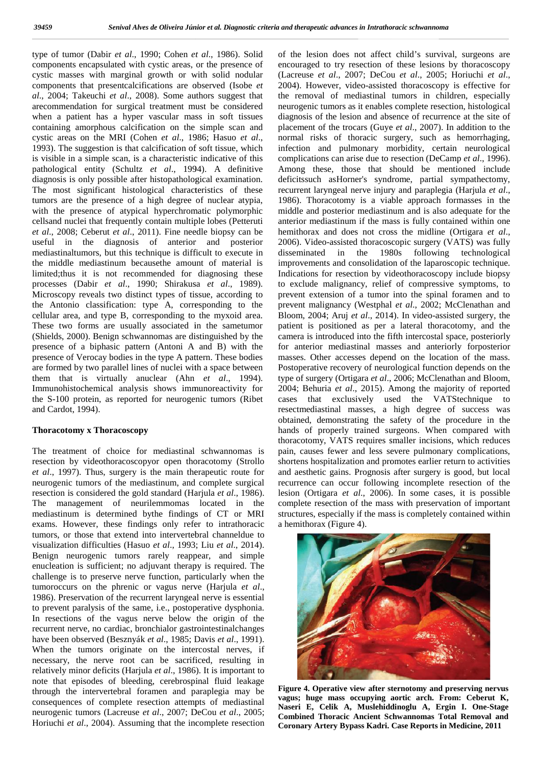type of tumor (Dabir *et al*., 1990; Cohen *et al*., 1986). Solid components encapsulated with cystic areas, or the presence of cystic masses with marginal growth or with solid nodular components that presentcalcifications are observed (Isobe *et al*., 2004; Takeuchi *et al*., 2008). Some authors suggest that arecommendation for surgical treatment must be considered when a patient has a hyper vascular mass in soft tissues containing amorphous calcification on the simple scan and cystic areas on the MRI (Cohen *et al*., 1986; Hasuo *et al*., 1993). The suggestion is that calcification of soft tissue, which is visible in a simple scan, is a characteristic indicative of this pathological entity (Schultz *et al*., 1994). A definitive diagnosis is only possible after histopathological examination. The most significant histological characteristics of these tumors are the presence of a high degree of nuclear atypia, with the presence of atypical hyperchromatic polymorphic cellsand nuclei that frequently contain multiple lobes (Petteruti *et al*., 2008; Ceberut *et al*., 2011). Fine needle biopsy can be useful in the diagnosis of anterior and posterior mediastinaltumors, but this technique is difficult to execute in the middle mediastinum becausethe amount of material is limited;thus it is not recommended for diagnosing these processes (Dabir *et al*., 1990; Shirakusa *et al*., 1989). Microscopy reveals two distinct types of tissue, according to the Antonio classification: type A, corresponding to the cellular area, and type B, corresponding to the myxoid area. These two forms are usually associated in the sametumor (Shields, 2000). Benign schwannomas are distinguished by the presence of a biphasic pattern (Antoni A and B) with the presence of Verocay bodies in the type A pattern. These bodies are formed by two parallel lines of nuclei with a space between them that is virtually anuclear (Ahn *et al*., 1994). Immunohistochemical analysis shows immunoreactivity for the S-100 protein, as reported for neurogenic tumors (Ribet and Cardot, 1994).

### Thoracotomy x Thoracoscopy

The treatment of choice for mediastinal schwannomas is resection by videothoracoscopyor open thoracotomy (Strollo *et al*., 1997). Thus, surgery is the main therapeutic route for neurogenic tumors of the mediastinum, and complete surgical resection is considered the gold standard (Harjula *et al*., 1986). The management of neurilemmomas located in the mediastinum is determined bythe findings of CT or MRI exams. However, these findings only refer to intrathoracic tumors, or those that extend into intervertebral channeldue to visualization difficulties (Hasuo *et al*., 1993; Liu *et al*., 2014). Benign neurogenic tumors rarely reappear, and simple enucleation is sufficient; no adjuvant therapy is required. The challenge is to preserve nerve function, particularly when the tumoroccurs on the phrenic or vagus nerve (Harjula *et al*., 1986). Preservation of the recurrent laryngeal nerve is essential to prevent paralysis of the same, i.e., postoperative dysphonia. In resections of the vagus nerve below the origin of the recurrent nerve, no cardiac, bronchialor gastrointestinalchanges have been observed (Besznyák *et al*., 1985; Davis *et al*., 1991). When the tumors originate on the intercostal nerves, if necessary, the nerve root can be sacrificed, resulting in relatively minor deficits (Harjula *et al*., 1986). It is important to note that episodes of bleeding, cerebrospinal fluid leakage through the intervertebral foramen and paraplegia may be consequences of complete resection attempts of mediastinal neurogenic tumors (Lacreuse *et al*., 2007; DeCou *et al*., 2005; Horiuchi *et al*., 2004). Assuming that the incomplete resection of the lesion does not affect child's survival, surgeons are encouraged to try resection of these lesions by thoracoscopy (Lacreuse *et al*., 2007; DeCou *et al*., 2005; Horiuchi *et al*., 2004). However, video-assisted thoracoscopy is effective for the removal of mediastinal tumors in children, especially neurogenic tumors as it enables complete resection, histological diagnosis of the lesion and absence of recurrence at the site of placement of the trocars (Guye *et al*., 2007). In addition to the normal risks of thoracic surgery, such as hemorrhaging, infection and pulmonary morbidity, certain neurological complications can arise due to resection (DeCamp *et al*., 1996). Among these, those that should be mentioned include deficitssuch asHorner's syndrome, partial sympathectomy, recurrent laryngeal nerve injury and paraplegia (Harjula *et al*., 1986). Thoracotomy is a viable approach formasses in the middle and posterior mediastinum and is also adequate for the anterior mediastinum if the mass is fully contained within one hemithorax and does not cross the midline (Ortigara *et al*., 2006). Video-assisted thoracoscopic surgery (VATS) was fully disseminated in the 1980s following technological improvements and consolidation of the laparoscopic technique. Indications for resection by videothoracoscopy include biopsy to exclude malignancy, relief of compressive symptoms, to prevent extension of a tumor into the spinal foramen and to prevent malignancy (Westphal *et al*., 2002; McClenathan and Bloom, 2004; Aruj *et al*., 2014). In video-assisted surgery, the patient is positioned as per a lateral thoracotomy, and the camera is introduced into the fifth intercostal space, posteriorly for anterior mediastinal masses and anteriorly forposterior masses. Other accesses depend on the location of the mass. Postoperative recovery of neurological function depends on the type of surgery (Ortigara *et al*., 2006; McClenathan and Bloom, 2004; Behuria *et al*., 2015). Among the majority of reported cases that exclusively used the VATStechnique to resectmediastinal masses, a high degree of success was obtained, demonstrating the safety of the procedure in the hands of properly trained surgeons. When compared with thoracotomy, VATS requires smaller incisions, which reduces pain, causes fewer and less severe pulmonary complications, shortens hospitalization and promotes earlier return to activities and aesthetic gains. Prognosis after surgery is good, but local recurrence can occur following incomplete resection of the lesion (Ortigara *et al*., 2006). In some cases, it is possible complete resection of the mass with preservation of important structures, especially if the mass is completely contained within a hemithorax (Figure 4).

**Figure 4. Operative view after sternotomy and preserving nervus vagus; huge mass occupying aortic arch. From: Ceberut K, Naseri E, Celik A, Muslehiddinoglu A, Ergin I. One-Stage Combined Thoracic Ancient Schwannomas Total Removal and Coronary Artery Bypass Kadri. Case Reports in Medicine, 2011**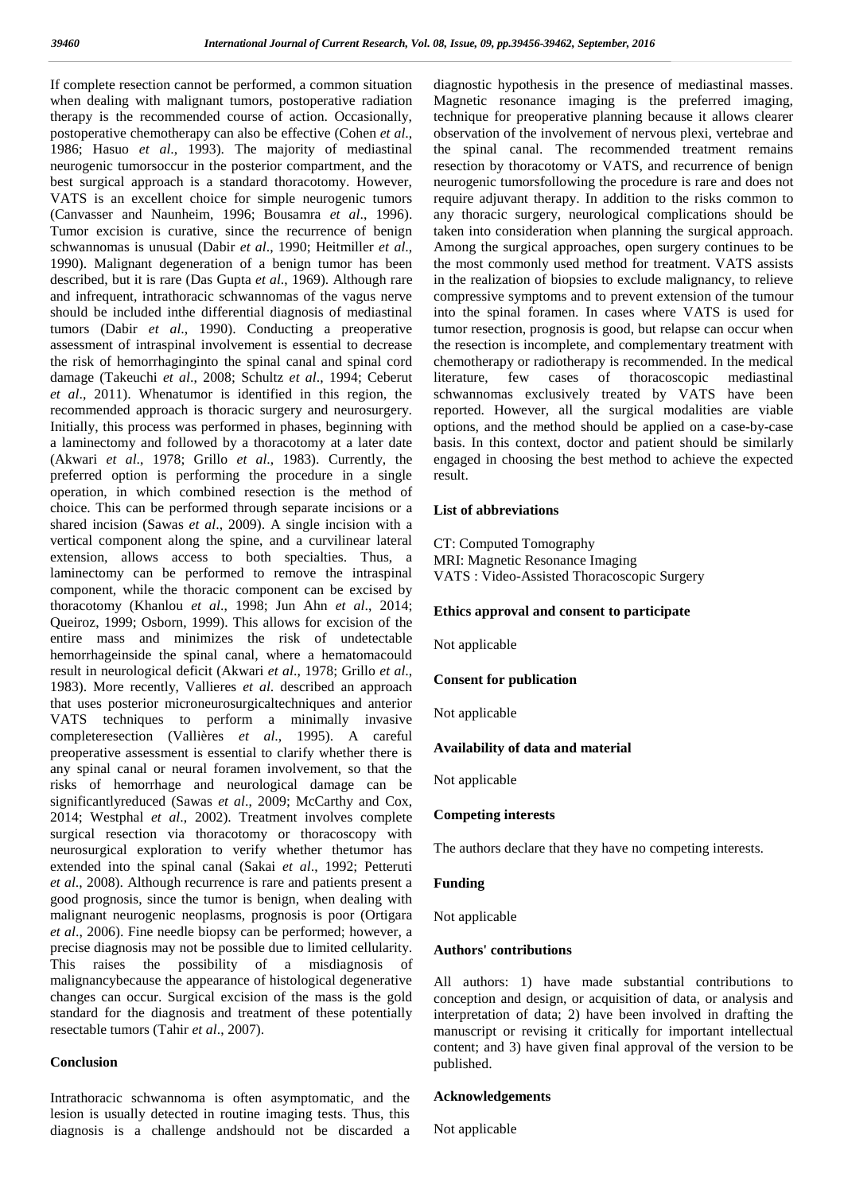If complete resection cannot be performed, a common situation when dealing with malignant tumors, postoperative radiation therapy is the recommended course of action. Occasionally, postoperative chemotherapy can also be effective (Cohen *et al*., 1986; Hasuo *et al*., 1993). The majority of mediastinal neurogenic tumorsoccur in the posterior compartment, and the best surgical approach is a standard thoracotomy. However, VATS is an excellent choice for simple neurogenic tumors (Canvasser and Naunheim, 1996; Bousamra *et al*., 1996). Tumor excision is curative, since the recurrence of benign schwannomas is unusual (Dabir *et al*., 1990; Heitmiller *et al*., 1990). Malignant degeneration of a benign tumor has been described, but it is rare (Das Gupta *et al*., 1969). Although rare and infrequent, intrathoracic schwannomas of the vagus nerve should be included inthe differential diagnosis of mediastinal tumors (Dabir *et al*., 1990). Conducting a preoperative assessment of intraspinal involvement is essential to decrease the risk of hemorrhaginginto the spinal canal and spinal cord damage (Takeuchi *et al*., 2008; Schultz *et al*., 1994; Ceberut *et al*., 2011). Whenatumor is identified in this region, the recommended approach is thoracic surgery and neurosurgery. Initially, this process was performed in phases, beginning with a laminectomy and followed by a thoracotomy at a later date (Akwari *et al*., 1978; Grillo *et al*., 1983). Currently, the preferred option is performing the procedure in a single operation, in which combined resection is the method of choice. This can be performed through separate incisions or a shared incision (Sawas *et al*., 2009). A single incision with a vertical component along the spine, and a curvilinear lateral extension, allows access to both specialties. Thus, a laminectomy can be performed to remove the intraspinal component, while the thoracic component can be excised by thoracotomy (Khanlou *et al*., 1998; Jun Ahn *et al*., 2014; Queiroz, 1999; Osborn, 1999). This allows for excision of the entire mass and minimizes the risk of undetectable hemorrhageinside the spinal canal, where a hematomacould result in neurological deficit (Akwari *et al*., 1978; Grillo *et al*., 1983). More recently, Vallieres *et al*. described an approach that uses posterior microneurosurgicaltechniques and anterior VATS techniques to perform a minimally invasive completeresection (Vallières *et al*., 1995). A careful preoperative assessment is essential to clarify whether there is any spinal canal or neural foramen involvement, so that the risks of hemorrhage and neurological damage can be significantlyreduced (Sawas *et al*., 2009; McCarthy and Cox, 2014; Westphal *et al*., 2002). Treatment involves complete surgical resection via thoracotomy or thoracoscopy with neurosurgical exploration to verify whether thetumor has extended into the spinal canal (Sakai *et al*., 1992; Petteruti *et al*., 2008). Although recurrence is rare and patients present a good prognosis, since the tumor is benign, when dealing with malignant neurogenic neoplasms, prognosis is poor (Ortigara *et al*., 2006). Fine needle biopsy can be performed; however, a precise diagnosis may not be possible due to limited cellularity. This raises the possibility of a misdiagnosis of malignancybecause the appearance of histological degenerative changes can occur. Surgical excision of the mass is the gold standard for the diagnosis and treatment of these potentially resectable tumors (Tahir *et al*., 2007).

## Conclusion

Intrathoracic schwannoma is often asymptomatic, and the lesion is usually detected in routine imaging tests. Thus, this diagnosis is a challenge andshould not be discarded a diagnostic hypothesis in the presence of mediastinal masses. Magnetic resonance imaging is the preferred imaging, technique for preoperative planning because it allows clearer observation of the involvement of nervous plexi, vertebrae and the spinal canal. The recommended treatment remains resection by thoracotomy or VATS, and recurrence of benign neurogenic tumorsfollowing the procedure is rare and does not require adjuvant therapy. In addition to the risks common to any thoracic surgery, neurological complications should be taken into consideration when planning the surgical approach. Among the surgical approaches, open surgery continues to be the most commonly used method for treatment. VATS assists in the realization of biopsies to exclude malignancy, to relieve compressive symptoms and to prevent extension of the tumour into the spinal foramen. In cases where VATS is used for tumor resection, prognosis is good, but relapse can occur when the resection is incomplete, and complementary treatment with chemotherapy or radiotherapy is recommended. In the medical literature, few cases of thoracoscopic mediastinal schwannomas exclusively treated by VATS have been reported. However, all the surgical modalities are viable options, and the method should be applied on a case-by-case basis. In this context, doctor and patient should be similarly engaged in choosing the best method to achieve the expected result.

## List of abbreviations

CT: Computed Tomography
MRI: Magnetic Resonance Imaging
VATS : Video-Assisted Thoracoscopic Surgery

## Ethics approval and consent to participate

Not applicable

## Consent for publication

Not applicable

## Availability of data and material

Not applicable

## Competing interests

The authors declare that they have no competing interests.

## Funding

Not applicable

## Authors' contributions

All authors: 1) have made substantial contributions to conception and design, or acquisition of data, or analysis and interpretation of data; 2) have been involved in drafting the manuscript or revising it critically for important intellectual content; and 3) have given final approval of the version to be published.

## Acknowledgements

Not applicable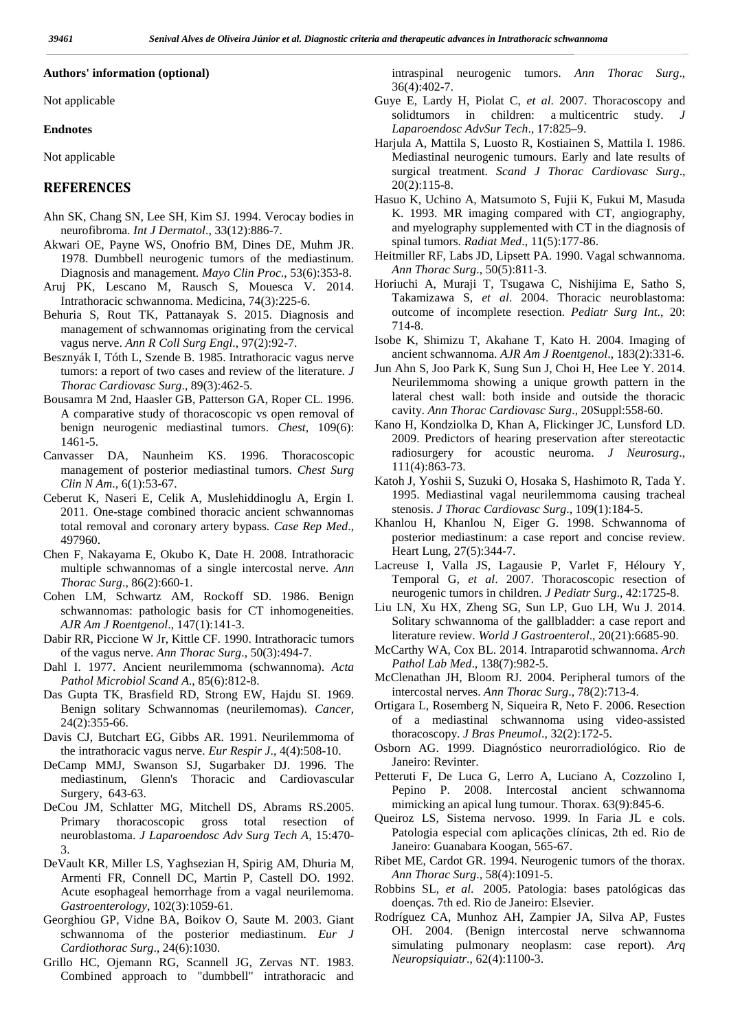**Authors' information (optional)**

Not applicable

**Endnotes**

Not applicable

## REFERENCES

Ahn SK, Chang SN, Lee SH, Kim SJ. 1994. Verocay bodies in neurofibroma. *Int J Dermatol*., 33(12):886-7.

Akwari OE, Payne WS, Onofrio BM, Dines DE, Muhm JR. 1978. Dumbbell neurogenic tumors of the mediastinum. Diagnosis and management. *Mayo Clin Proc*., 53(6):353-8.

Aruj PK, Lescano M, Rausch S, Mouesca V. 2014. Intrathoracic schwannoma. Medicina, 74(3):225-6.

Behuria S, Rout TK, Pattanayak S. 2015. Diagnosis and management of schwannomas originating from the cervical vagus nerve. *Ann R Coll Surg Engl*., 97(2):92-7.

Besznyák I, Tóth L, Szende B. 1985. Intrathoracic vagus nerve tumors: a report of two cases and review of the literature. *J Thorac Cardiovasc Surg*., 89(3):462-5.

Bousamra M 2nd, Haasler GB, Patterson GA, Roper CL. 1996. A comparative study of thoracoscopic vs open removal of benign neurogenic mediastinal tumors. *Chest*, 109(6): 1461-5.

Canvasser DA, Naunheim KS. 1996. Thoracoscopic management of posterior mediastinal tumors. *Chest Surg Clin N Am*., 6(1):53-67.

Ceberut K, Naseri E, Celik A, Muslehiddinoglu A, Ergin I. 2011. One-stage combined thoracic ancient schwannomas total removal and coronary artery bypass. *Case Rep Med*., 497960.

Chen F, Nakayama E, Okubo K, Date H. 2008. Intrathoracic multiple schwannomas of a single intercostal nerve. *Ann Thorac Surg*., 86(2):660-1.

Cohen LM, Schwartz AM, Rockoff SD. 1986. Benign schwannomas: pathologic basis for CT inhomogeneities. *AJR Am J Roentgenol*., 147(1):141-3.

Dabir RR, Piccione W Jr, Kittle CF. 1990. Intrathoracic tumors of the vagus nerve. *Ann Thorac Surg*., 50(3):494-7.

Dahl I. 1977. Ancient neurilemmoma (schwannoma). *Acta Pathol Microbiol Scand A*., 85(6):812-8.

Das Gupta TK, Brasfield RD, Strong EW, Hajdu SI. 1969. Benign solitary Schwannomas (neurilemomas). *Cancer*, 24(2):355-66.

Davis CJ, Butchart EG, Gibbs AR. 1991. Neurilemmoma of the intrathoracic vagus nerve. *Eur Respir J*., 4(4):508-10.

DeCamp MMJ, Swanson SJ, Sugarbaker DJ. 1996. The mediastinum, Glenn's Thoracic and Cardiovascular Surgery, 643-63.

DeCou JM, Schlatter MG, Mitchell DS, Abrams RS.2005. Primary thoracoscopic gross total resection of neuroblastoma. *J Laparoendosc Adv Surg Tech A,* 15:470-3.

DeVault KR, Miller LS, Yaghsezian H, Spirig AM, Dhuria M, Armenti FR, Connell DC, Martin P, Castell DO. 1992. Acute esophageal hemorrhage from a vagal neurilemoma. *Gastroenterology*, 102(3):1059-61.

Georghiou GP, Vidne BA, Boikov O, Saute M. 2003. Giant schwannoma of the posterior mediastinum. *Eur J Cardiothorac Surg*., 24(6):1030.

Grillo HC, Ojemann RG, Scannell JG, Zervas NT. 1983. Combined approach to "dumbbell" intrathoracic and intraspinal neurogenic tumors. *Ann Thorac Surg*., 36(4):402-7.

Guye E, Lardy H, Piolat C, *et al*. 2007. Thoracoscopy and solidtumors in children: a multicentric study. *J Laparoendosc AdvSur Tech*., 17:825–9.

Harjula A, Mattila S, Luosto R, Kostiainen S, Mattila I. 1986. Mediastinal neurogenic tumours. Early and late results of surgical treatment. *Scand J Thorac Cardiovasc Surg*., 20(2):115-8.

Hasuo K, Uchino A, Matsumoto S, Fujii K, Fukui M, Masuda K. 1993. MR imaging compared with CT, angiography, and myelography supplemented with CT in the diagnosis of spinal tumors. *Radiat Med*., 11(5):177-86.

Heitmiller RF, Labs JD, Lipsett PA. 1990. Vagal schwannoma. *Ann Thorac Surg*., 50(5):811-3.

Horiuchi A, Muraji T, Tsugawa C, Nishijima E, Satho S, Takamizawa S, *et al*. 2004. Thoracic neuroblastoma: outcome of incomplete resection. *Pediatr Surg Int*., 20: 714-8.

Isobe K, Shimizu T, Akahane T, Kato H. 2004. Imaging of ancient schwannoma. *AJR Am J Roentgenol*., 183(2):331-6.

Jun Ahn S, Joo Park K, Sung Sun J, Choi H, Hee Lee Y. 2014. Neurilemmoma showing a unique growth pattern in the lateral chest wall: both inside and outside the thoracic cavity. *Ann Thorac Cardiovasc Surg*., 20Suppl:558-60.

Kano H, Kondziolka D, Khan A, Flickinger JC, Lunsford LD. 2009. Predictors of hearing preservation after stereotactic radiosurgery for acoustic neuroma. *J Neurosurg*., 111(4):863-73.

Katoh J, Yoshii S, Suzuki O, Hosaka S, Hashimoto R, Tada Y. 1995. Mediastinal vagal neurilemmoma causing tracheal stenosis. *J Thorac Cardiovasc Surg*., 109(1):184-5.

Khanlou H, Khanlou N, Eiger G. 1998. Schwannoma of posterior mediastinum: a case report and concise review. Heart Lung, 27(5):344-7.

Lacreuse I, Valla JS, Lagausie P, Varlet F, Héloury Y, Temporal G, *et al*. 2007. Thoracoscopic resection of neurogenic tumors in children. *J Pediatr Surg*., 42:1725-8.

Liu LN, Xu HX, Zheng SG, Sun LP, Guo LH, Wu J. 2014. Solitary schwannoma of the gallbladder: a case report and literature review. *World J Gastroenterol*., 20(21):6685-90.

McCarthy WA, Cox BL. 2014. Intraparotid schwannoma. *Arch Pathol Lab Med*., 138(7):982-5.

McClenathan JH, Bloom RJ. 2004. Peripheral tumors of the intercostal nerves. *Ann Thorac Surg*., 78(2):713-4.

Ortigara L, Rosemberg N, Siqueira R, Neto F. 2006. Resection of a mediastinal schwannoma using video-assisted thoracoscopy. *J Bras Pneumol*., 32(2):172-5.

Osborn AG. 1999. Diagnóstico neurorradiológico. Rio de Janeiro: Revinter.

Petteruti F, De Luca G, Lerro A, Luciano A, Cozzolino I, Pepino P. 2008. Intercostal ancient schwannoma mimicking an apical lung tumour. Thorax. 63(9):845-6.

Queiroz LS, Sistema nervoso. 1999. In Faria JL e cols. Patologia especial com aplicações clínicas, 2th ed. Rio de Janeiro: Guanabara Koogan, 565-67.

Ribet ME, Cardot GR. 1994. Neurogenic tumors of the thorax. *Ann Thorac Surg*., 58(4):1091-5.

Robbins SL, *et al.* 2005. Patologia: bases patológicas das doenças. 7th ed. Rio de Janeiro: Elsevier.

Rodríguez CA, Munhoz AH, Zampier JA, Silva AP, Fustes OH. 2004. (Benign intercostal nerve schwannoma simulating pulmonary neoplasm: case report). *Arq Neuropsiquiatr*., 62(4):1100-3.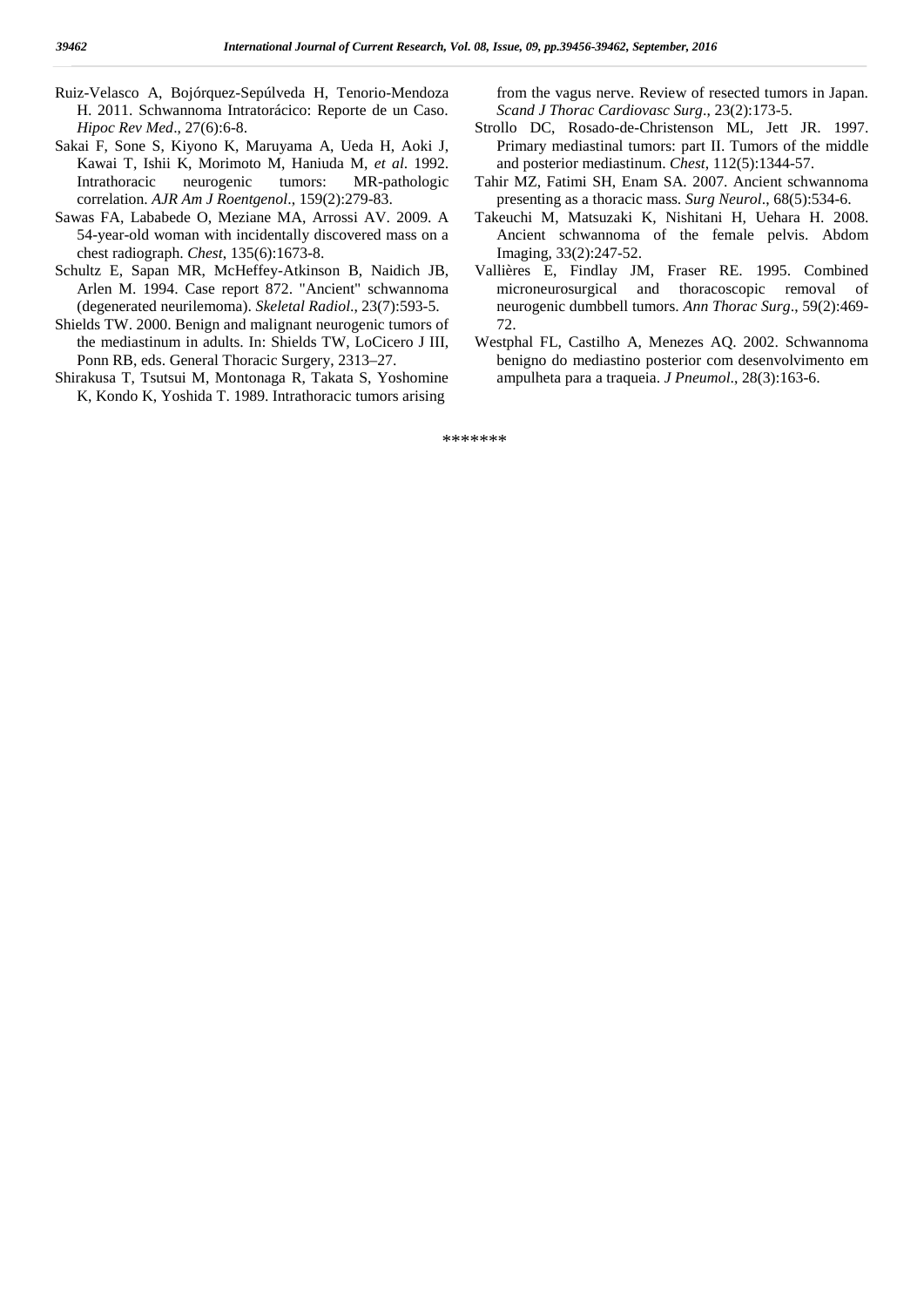Ruiz-Velasco A, Bojórquez-Sepúlveda H, Tenorio-Mendoza H. 2011. Schwannoma Intratorácico: Reporte de un Caso. *Hipoc Rev Med*., 27(6):6-8.

Sakai F, Sone S, Kiyono K, Maruyama A, Ueda H, Aoki J, Kawai T, Ishii K, Morimoto M, Haniuda M, *et al*. 1992. Intrathoracic neurogenic tumors: MR-pathologic correlation. *AJR Am J Roentgenol*., 159(2):279-83.

Sawas FA, Lababede O, Meziane MA, Arrossi AV. 2009. A 54-year-old woman with incidentally discovered mass on a chest radiograph. *Chest*, 135(6):1673-8.

Schultz E, Sapan MR, McHeffey-Atkinson B, Naidich JB, Arlen M. 1994. Case report 872. "Ancient" schwannoma (degenerated neurilemoma). *Skeletal Radiol*., 23(7):593-5.

Shields TW. 2000. Benign and malignant neurogenic tumors of the mediastinum in adults. In: Shields TW, LoCicero J III, Ponn RB, eds. General Thoracic Surgery, 2313–27.

Shirakusa T, Tsutsui M, Montonaga R, Takata S, Yoshomine K, Kondo K, Yoshida T. 1989. Intrathoracic tumors arising from the vagus nerve. Review of resected tumors in Japan. *Scand J Thorac Cardiovasc Surg*., 23(2):173-5.

Strollo DC, Rosado-de-Christenson ML, Jett JR. 1997. Primary mediastinal tumors: part II. Tumors of the middle and posterior mediastinum. *Chest*, 112(5):1344-57.

Tahir MZ, Fatimi SH, Enam SA. 2007. Ancient schwannoma presenting as a thoracic mass. *Surg Neurol*., 68(5):534-6.

Takeuchi M, Matsuzaki K, Nishitani H, Uehara H. 2008. Ancient schwannoma of the female pelvis. Abdom Imaging, 33(2):247-52.

Vallières E, Findlay JM, Fraser RE. 1995. Combined microneurosurgical and thoracoscopic removal of neurogenic dumbbell tumors. *Ann Thorac Surg*., 59(2):469-72.

Westphal FL, Castilho A, Menezes AQ. 2002. Schwannoma benigno do mediastino posterior com desenvolvimento em ampulheta para a traqueia. *J Pneumol*., 28(3):163-6.

*******